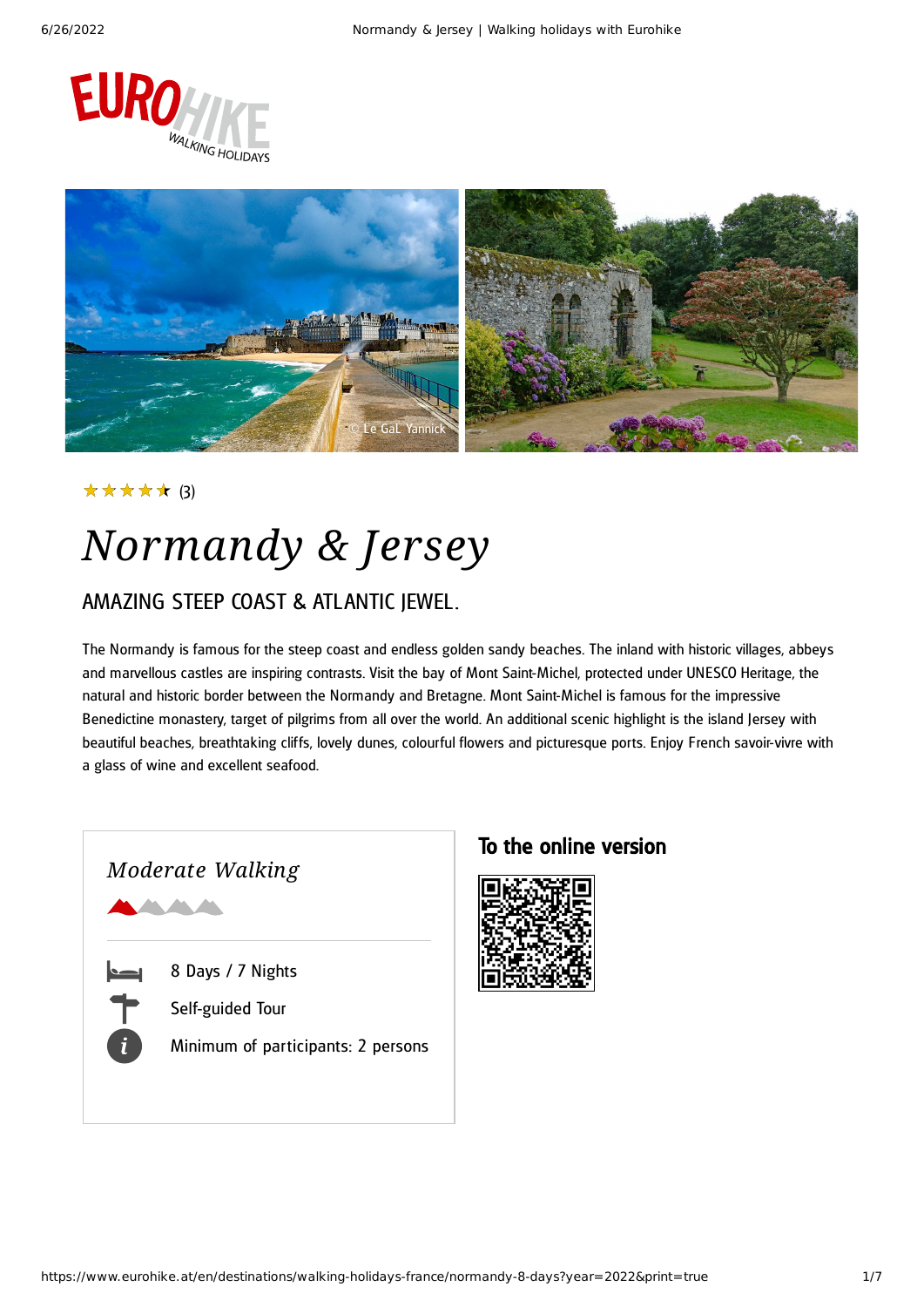★★★★★ (3)

# Normandy & Jersey

## AMAZING STEEP COAST & ATLANTIC JEWEL.

The Normandy is famous for the steep coast and endless golden sandy beaches. The inland with historic villages, abbeys and marvellous castles are inspiring contrasts. Visit the bay of Mont Saint-Michel, protected under UNESCO Heritage, the natural and historic border between the Normandy and Bretagne. Mont Saint-Michel is famous for the impressive Benedictine monastery, target of pilgrims from all over the world. An additional scenic highlight is the island Jersey with beautiful beaches, breathtaking cliffs, lovely dunes, colourful flowers and picturesque ports. Enjoy French savoir-vivre with a glass of wine and excellent seafood.

*Moderate Walking*

- 8 Days / 7 Nights
- Self-guided Tour
- Minimum of participants: 2 persons

### To the online version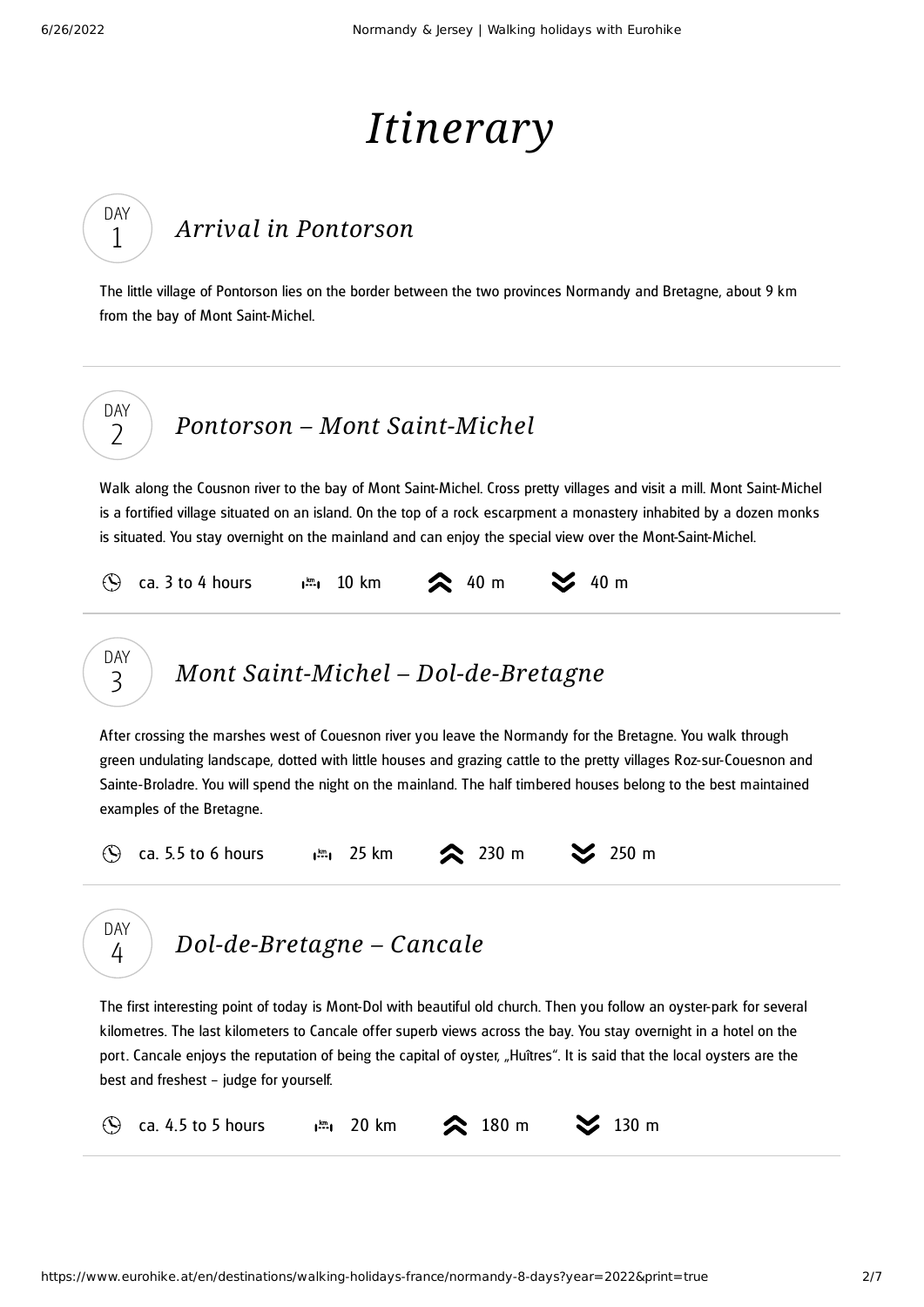# *Itinerary*

## DAY 1 — *Arrival in Pontorson*

The little village of Pontorson lies on the border between the two provinces Normandy and Bretagne, about 9 km from the bay of Mont Saint-Michel.

---

## DAY 2 — *Pontorson – Mont Saint-Michel*

Walk along the Cousnon river to the bay of Mont Saint-Michel. Cross pretty villages and visit a mill. Mont Saint-Michel is a fortified village situated on an island. On the top of a rock escarpment a monastery inhabited by a dozen monks is situated. You stay overnight on the mainland and can enjoy the special view over the Mont-Saint-Michel.

ca. 3 to 4 hours | 10 km | 40 m ascent | 40 m descent

---

## DAY 3 — *Mont Saint-Michel – Dol-de-Bretagne*

After crossing the marshes west of Couesnon river you leave the Normandy for the Bretagne. You walk through green undulating landscape, dotted with little houses and grazing cattle to the pretty villages Roz-sur-Couesnon and Sainte-Broladre. You will spend the night on the mainland. The half timbered houses belong to the best maintained examples of the Bretagne.

ca. 5.5 to 6 hours | 25 km | 230 m ascent | 250 m descent

---

## DAY 4 — *Dol-de-Bretagne – Cancale*

The first interesting point of today is Mont-Dol with beautiful old church. Then you follow an oyster-park for several kilometres. The last kilometers to Cancale offer superb views across the bay. You stay overnight in a hotel on the port. Cancale enjoys the reputation of being the capital of oyster, „Huîtres". It is said that the local oysters are the best and freshest – judge for yourself.

ca. 4.5 to 5 hours | 20 km | 180 m ascent | 130 m descent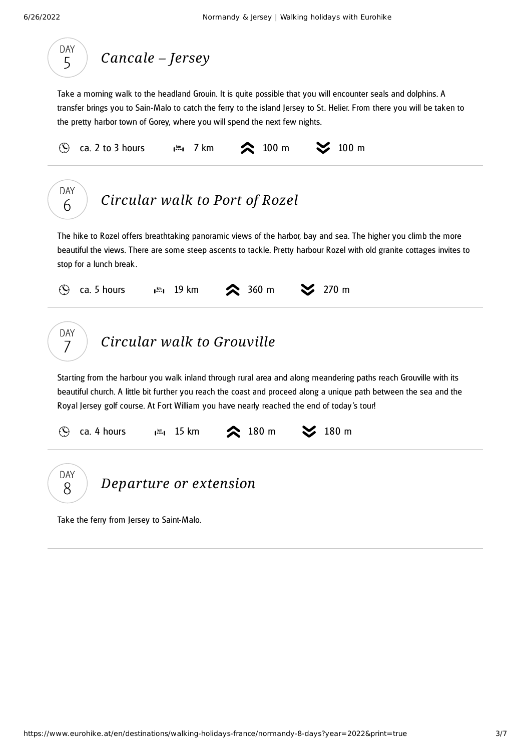## DAY 5 — *Cancale – Jersey*

Take a morning walk to the headland Grouin. It is quite possible that you will encounter seals and dolphins. A transfer brings you to Sain-Malo to catch the ferry to the island Jersey to St. Helier. From there you will be taken to the pretty harbor town of Gorey, where you will spend the next few nights.

ca. 2 to 3 hours | 7 km | ascent 100 m | descent 100 m

---

## DAY 6 — *Circular walk to Port of Rozel*

The hike to Rozel offers breathtaking panoramic views of the harbor, bay and sea. The higher you climb the more beautiful the views. There are some steep ascents to tackle. Pretty harbour Rozel with old granite cottages invites to stop for a lunch break.

ca. 5 hours | 19 km | ascent 360 m | descent 270 m

---

## DAY 7 — *Circular walk to Grouville*

Starting from the harbour you walk inland through rural area and along meandering paths reach Grouville with its beautiful church. A little bit further you reach the coast and proceed along a unique path between the sea and the Royal Jersey golf course. At Fort William you have nearly reached the end of today's tour!

ca. 4 hours | 15 km | ascent 180 m | descent 180 m

---

## DAY 8 — *Departure or extension*

Take the ferry from Jersey to Saint-Malo.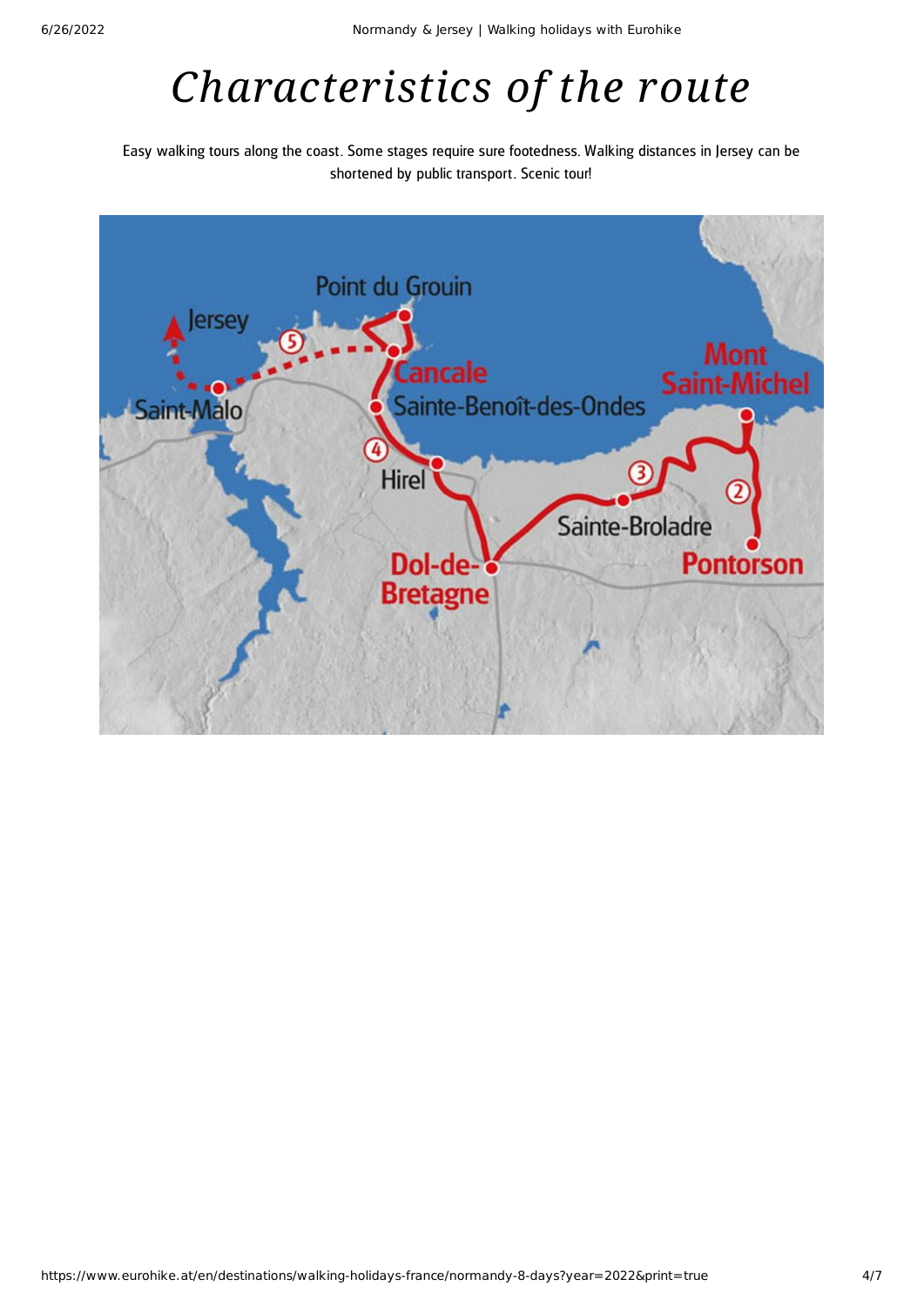# *Characteristics of the route*

Easy walking tours along the coast. Some stages require sure footedness. Walking distances in Jersey can be shortened by public transport. Scenic tour!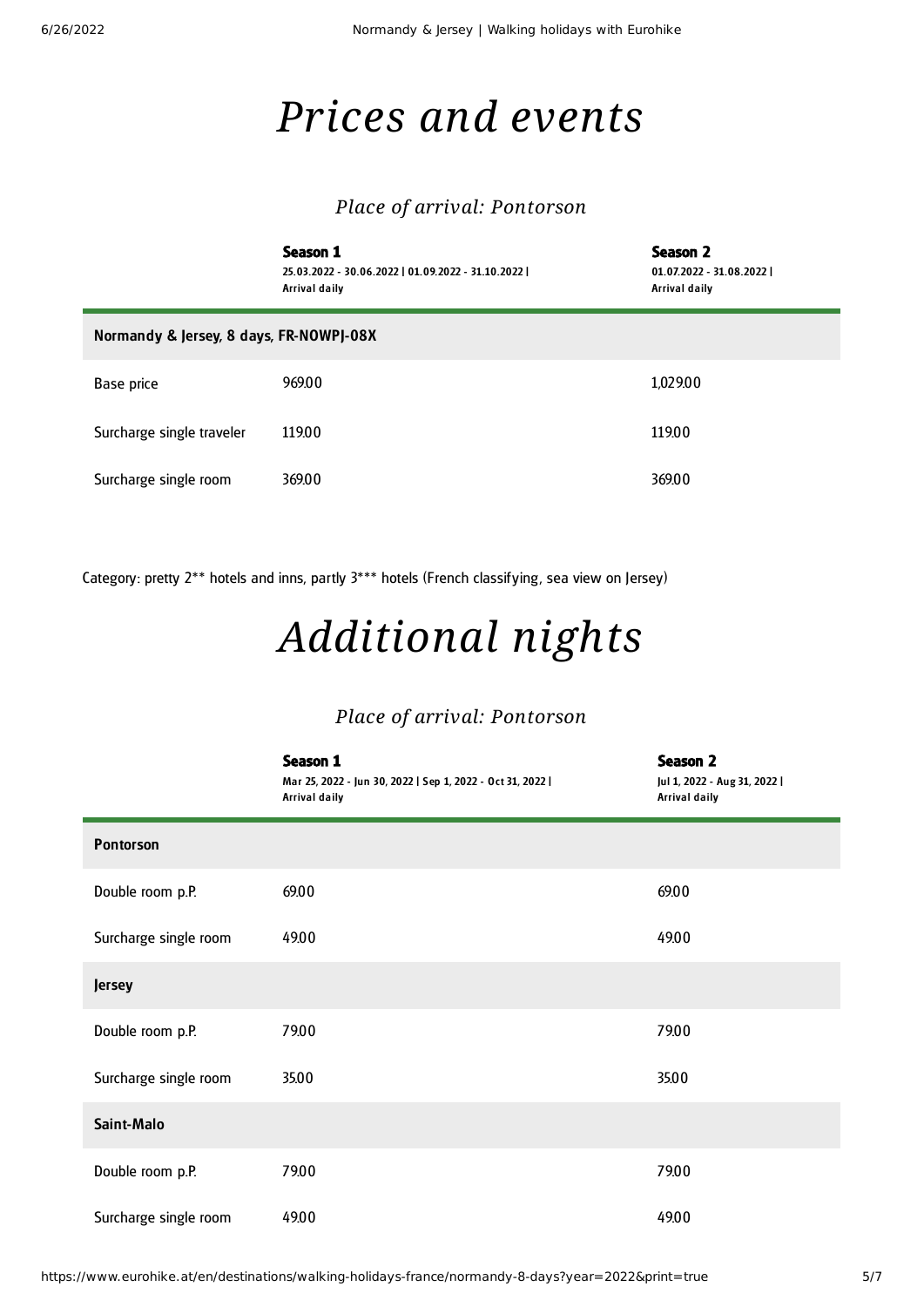# *Prices and events*

### *Place of arrival: Pontorson*

| | **Season 1**<br>25.03.2022 - 30.06.2022 \| 01.09.2022 - 31.10.2022 \|<br>Arrival daily | **Season 2**<br>01.07.2022 - 31.08.2022 \|<br>Arrival daily |
|---|---|---|
| **Normandy & Jersey, 8 days, FR-NOWPJ-08X** | | |
| Base price | 969.00 | 1,029.00 |
| Surcharge single traveler | 119.00 | 119.00 |
| Surcharge single room | 369.00 | 369.00 |

Category: pretty 2** hotels and inns, partly 3*** hotels (French classifying, sea view on Jersey)

# *Additional nights*

### *Place of arrival: Pontorson*

| | **Season 1**<br>Mar 25, 2022 - Jun 30, 2022 \| Sep 1, 2022 - Oct 31, 2022 \|<br>Arrival daily | **Season 2**<br>Jul 1, 2022 - Aug 31, 2022 \|<br>Arrival daily |
|---|---|---|
| **Pontorson** | | |
| Double room p.P. | 69.00 | 69.00 |
| Surcharge single room | 49.00 | 49.00 |
| **Jersey** | | |
| Double room p.P. | 79.00 | 79.00 |
| Surcharge single room | 35.00 | 35.00 |
| **Saint-Malo** | | |
| Double room p.P. | 79.00 | 79.00 |
| Surcharge single room | 49.00 | 49.00 |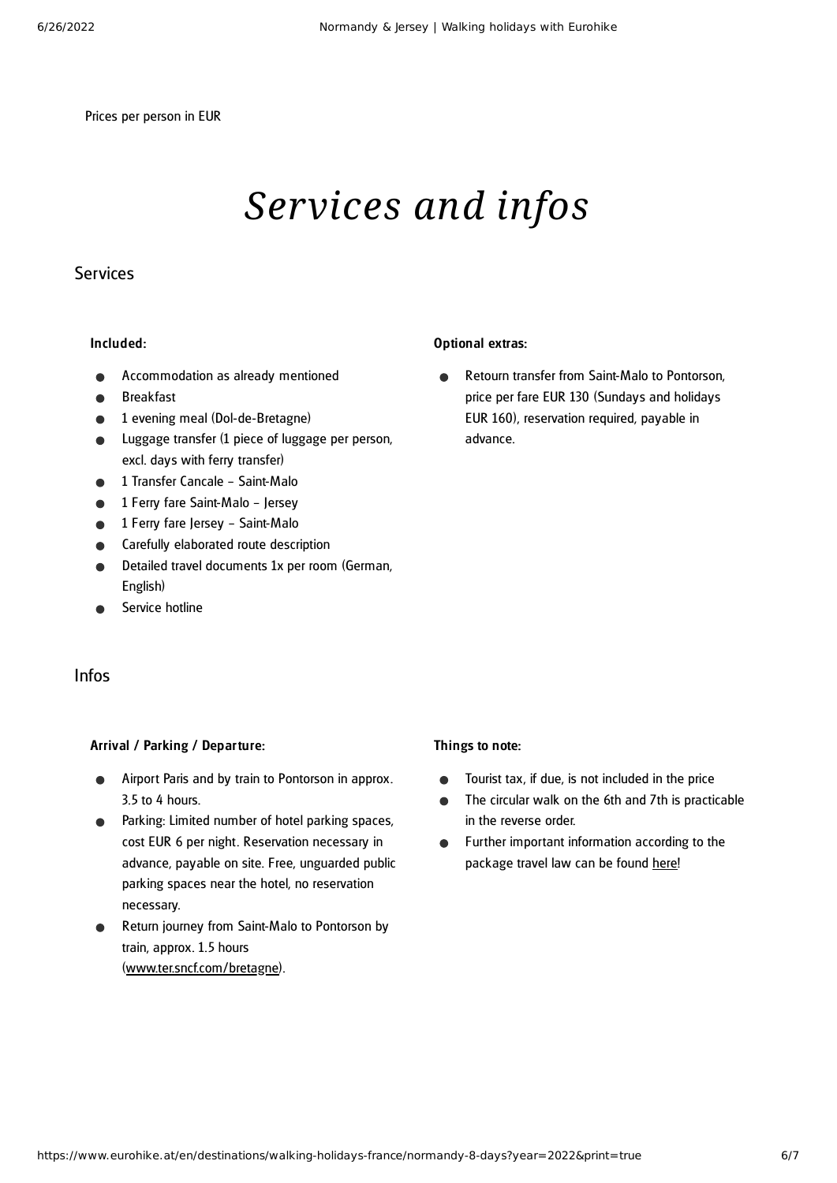Prices per person in EUR

# *Services and infos*

## Services

**Included:**

- Accommodation as already mentioned
- Breakfast
- 1 evening meal (Dol-de-Bretagne)
- Luggage transfer (1 piece of luggage per person, excl. days with ferry transfer)
- 1 Transfer Cancale – Saint-Malo
- 1 Ferry fare Saint-Malo – Jersey
- 1 Ferry fare Jersey – Saint-Malo
- Carefully elaborated route description
- Detailed travel documents 1x per room (German, English)
- Service hotline

**Optional extras:**

- Retourn transfer from Saint-Malo to Pontorson, price per fare EUR 130 (Sundays and holidays EUR 160), reservation required, payable in advance.

## Infos

**Arrival / Parking / Departure:**

- Airport Paris and by train to Pontorson in approx. 3.5 to 4 hours.
- Parking: Limited number of hotel parking spaces, cost EUR 6 per night. Reservation necessary in advance, payable on site. Free, unguarded public parking spaces near the hotel, no reservation necessary.
- Return journey from Saint-Malo to Pontorson by train, approx. 1.5 hours (www.ter.sncf.com/bretagne).

**Things to note:**

- Tourist tax, if due, is not included in the price
- The circular walk on the 6th and 7th is practicable in the reverse order.
- Further important information according to the package travel law can be found here!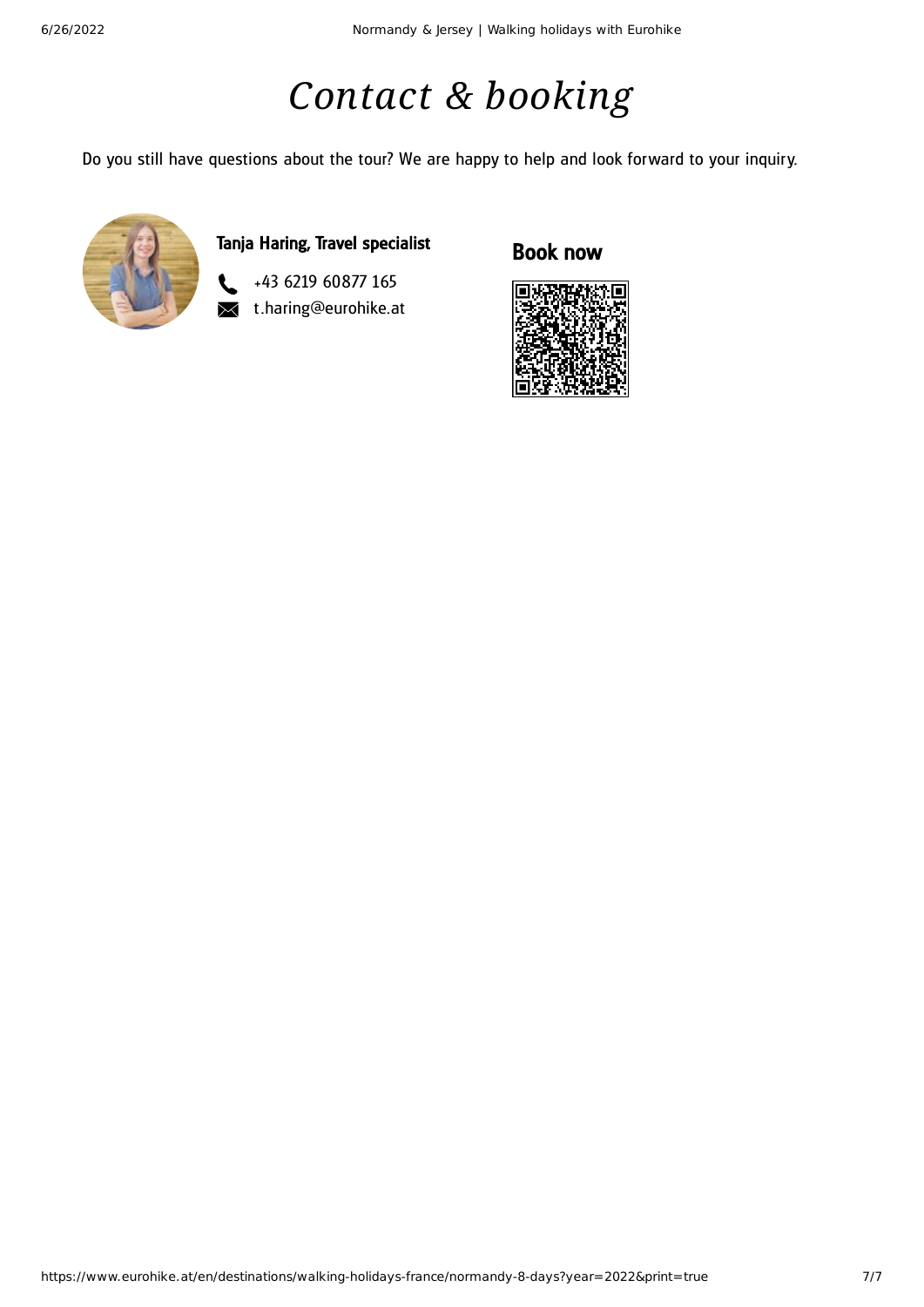# *Contact & booking*

Do you still have questions about the tour? We are happy to help and look forward to your inquiry.

**Tanja Haring, Travel specialist**

+43 6219 60877 165

t.haring@eurohike.at

## Book now